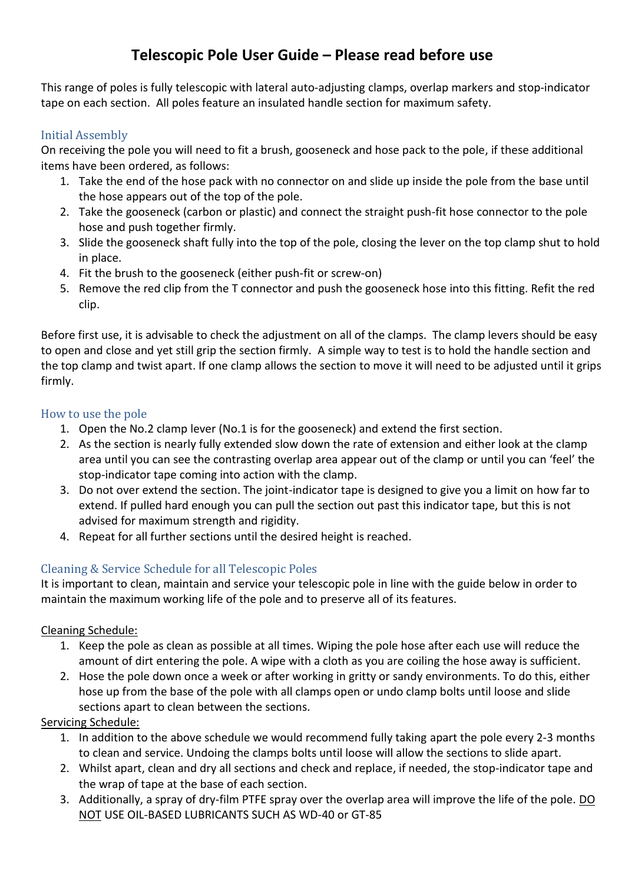# Telescopic Pole User Guide – Please read before use

This range of poles is fully telescopic with lateral auto-adjusting clamps, overlap markers and stop-indicator tape on each section. All poles feature an insulated handle section for maximum safety.

## Initial Assembly

On receiving the pole you will need to fit a brush, gooseneck and hose pack to the pole, if these additional items have been ordered, as follows:

1. Take the end of the hose pack with no connector on and slide up inside the pole from the base until the hose appears out of the top of the pole.
2. Take the gooseneck (carbon or plastic) and connect the straight push-fit hose connector to the pole hose and push together firmly.
3. Slide the gooseneck shaft fully into the top of the pole, closing the lever on the top clamp shut to hold in place.
4. Fit the brush to the gooseneck (either push-fit or screw-on)
5. Remove the red clip from the T connector and push the gooseneck hose into this fitting. Refit the red clip.

Before first use, it is advisable to check the adjustment on all of the clamps. The clamp levers should be easy to open and close and yet still grip the section firmly. A simple way to test is to hold the handle section and the top clamp and twist apart. If one clamp allows the section to move it will need to be adjusted until it grips firmly.

## How to use the pole

1. Open the No.2 clamp lever (No.1 is for the gooseneck) and extend the first section.
2. As the section is nearly fully extended slow down the rate of extension and either look at the clamp area until you can see the contrasting overlap area appear out of the clamp or until you can 'feel' the stop-indicator tape coming into action with the clamp.
3. Do not over extend the section. The joint-indicator tape is designed to give you a limit on how far to extend. If pulled hard enough you can pull the section out past this indicator tape, but this is not advised for maximum strength and rigidity.
4. Repeat for all further sections until the desired height is reached.

## Cleaning & Service Schedule for all Telescopic Poles

It is important to clean, maintain and service your telescopic pole in line with the guide below in order to maintain the maximum working life of the pole and to preserve all of its features.

<u>Cleaning Schedule:</u>

1. Keep the pole as clean as possible at all times. Wiping the pole hose after each use will reduce the amount of dirt entering the pole. A wipe with a cloth as you are coiling the hose away is sufficient.
2. Hose the pole down once a week or after working in gritty or sandy environments. To do this, either hose up from the base of the pole with all clamps open or undo clamp bolts until loose and slide sections apart to clean between the sections.

<u>Servicing Schedule:</u>

1. In addition to the above schedule we would recommend fully taking apart the pole every 2-3 months to clean and service. Undoing the clamps bolts until loose will allow the sections to slide apart.
2. Whilst apart, clean and dry all sections and check and replace, if needed, the stop-indicator tape and the wrap of tape at the base of each section.
3. Additionally, a spray of dry-film PTFE spray over the overlap area will improve the life of the pole. <u>DO NOT</u> USE OIL-BASED LUBRICANTS SUCH AS WD-40 or GT-85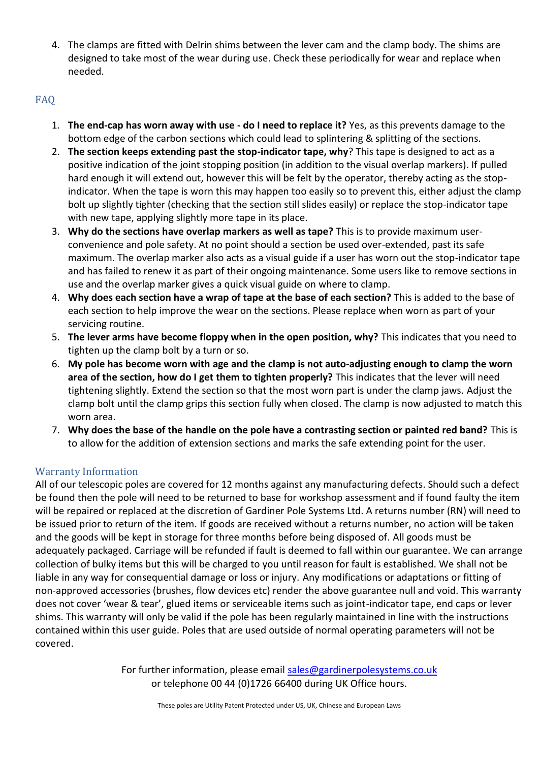4. The clamps are fitted with Delrin shims between the lever cam and the clamp body. The shims are designed to take most of the wear during use. Check these periodically for wear and replace when needed.

## FAQ

1. **The end-cap has worn away with use - do I need to replace it?** Yes, as this prevents damage to the bottom edge of the carbon sections which could lead to splintering & splitting of the sections.
2. **The section keeps extending past the stop-indicator tape, why**? This tape is designed to act as a positive indication of the joint stopping position (in addition to the visual overlap markers). If pulled hard enough it will extend out, however this will be felt by the operator, thereby acting as the stop-indicator. When the tape is worn this may happen too easily so to prevent this, either adjust the clamp bolt up slightly tighter (checking that the section still slides easily) or replace the stop-indicator tape with new tape, applying slightly more tape in its place.
3. **Why do the sections have overlap markers as well as tape?** This is to provide maximum user-convenience and pole safety. At no point should a section be used over-extended, past its safe maximum. The overlap marker also acts as a visual guide if a user has worn out the stop-indicator tape and has failed to renew it as part of their ongoing maintenance. Some users like to remove sections in use and the overlap marker gives a quick visual guide on where to clamp.
4. **Why does each section have a wrap of tape at the base of each section?** This is added to the base of each section to help improve the wear on the sections. Please replace when worn as part of your servicing routine.
5. **The lever arms have become floppy when in the open position, why?** This indicates that you need to tighten up the clamp bolt by a turn or so.
6. **My pole has become worn with age and the clamp is not auto-adjusting enough to clamp the worn area of the section, how do I get them to tighten properly?** This indicates that the lever will need tightening slightly. Extend the section so that the most worn part is under the clamp jaws. Adjust the clamp bolt until the clamp grips this section fully when closed. The clamp is now adjusted to match this worn area.
7. **Why does the base of the handle on the pole have a contrasting section or painted red band?** This is to allow for the addition of extension sections and marks the safe extending point for the user.

## Warranty Information

All of our telescopic poles are covered for 12 months against any manufacturing defects. Should such a defect be found then the pole will need to be returned to base for workshop assessment and if found faulty the item will be repaired or replaced at the discretion of Gardiner Pole Systems Ltd. A returns number (RN) will need to be issued prior to return of the item. If goods are received without a returns number, no action will be taken and the goods will be kept in storage for three months before being disposed of. All goods must be adequately packaged. Carriage will be refunded if fault is deemed to fall within our guarantee. We can arrange collection of bulky items but this will be charged to you until reason for fault is established. We shall not be liable in any way for consequential damage or loss or injury. Any modifications or adaptations or fitting of non-approved accessories (brushes, flow devices etc) render the above guarantee null and void. This warranty does not cover 'wear & tear', glued items or serviceable items such as joint-indicator tape, end caps or lever shims. This warranty will only be valid if the pole has been regularly maintained in line with the instructions contained within this user guide. Poles that are used outside of normal operating parameters will not be covered.

For further information, please email sales@gardinerpolesystems.co.uk
or telephone 00 44 (0)1726 66400 during UK Office hours.

These poles are Utility Patent Protected under US, UK, Chinese and European Laws